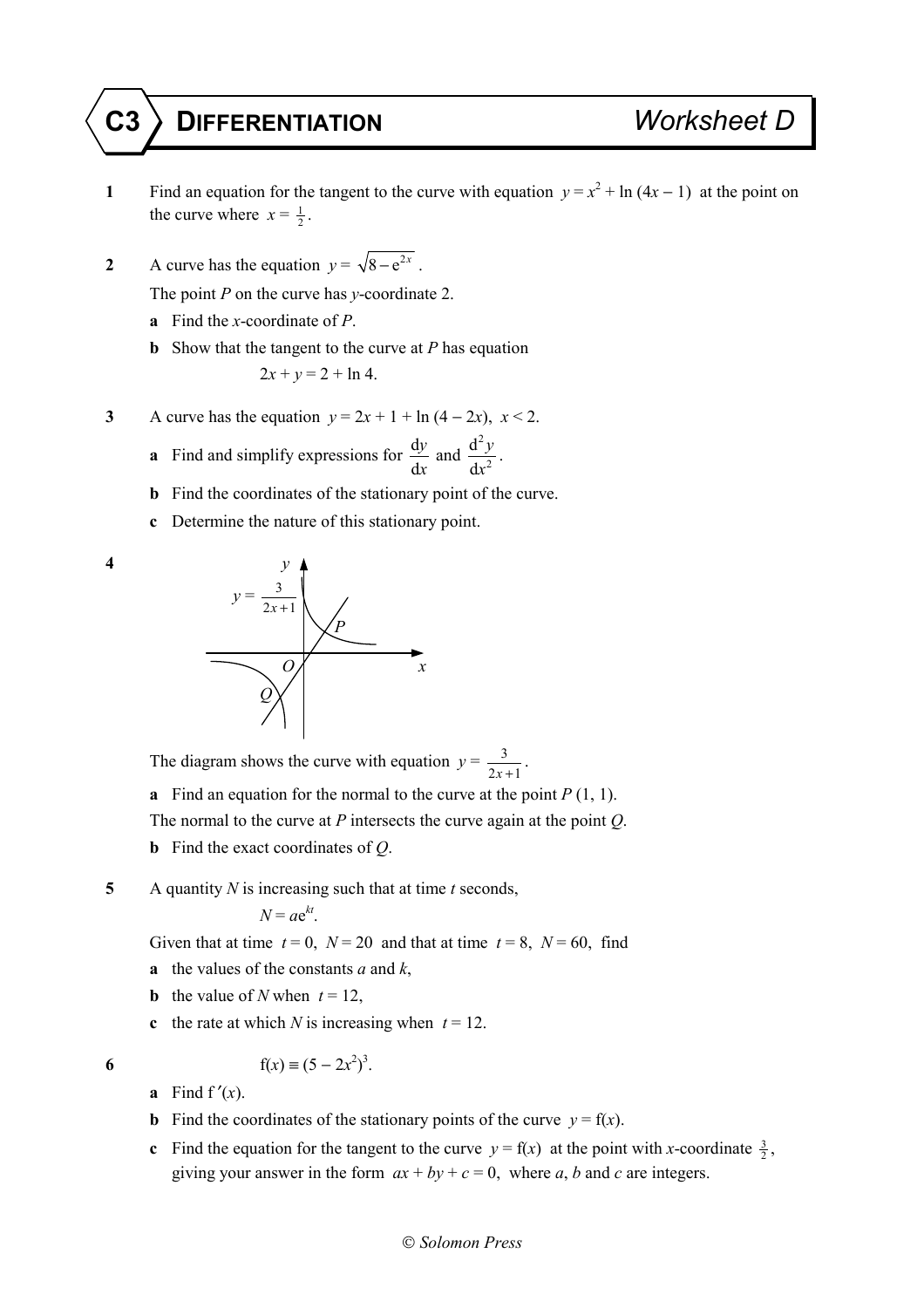# C3 DIFFERENTIATION — Worksheet D

**1** Find an equation for the tangent to the curve with equation $y = x^2 + \ln(4x - 1)$ at the point on the curve where $x = \frac{1}{2}$.

**2** A curve has the equation $y = \sqrt{8 - e^{2x}}$.

The point $P$ on the curve has $y$-coordinate 2.

**a** Find the $x$-coordinate of $P$.

**b** Show that the tangent to the curve at $P$ has equation

$$2x + y = 2 + \ln 4.$$

**3** A curve has the equation $y = 2x + 1 + \ln(4 - 2x),\ x < 2$.

**a** Find and simplify expressions for $\frac{dy}{dx}$ and $\frac{d^2y}{dx^2}$.

**b** Find the coordinates of the stationary point of the curve.

**c** Determine the nature of this stationary point.

**4**

The diagram shows the curve with equation $y = \frac{3}{2x+1}$.

**a** Find an equation for the normal to the curve at the point $P$ (1, 1).

The normal to the curve at $P$ intersects the curve again at the point $Q$.

**b** Find the exact coordinates of $Q$.

**5** A quantity $N$ is increasing such that at time $t$ seconds,

$$N = ae^{kt}.$$

Given that at time $t = 0$, $N = 20$ and that at time $t = 8$, $N = 60$, find

**a** the values of the constants $a$ and $k$,

**b** the value of $N$ when $t = 12$,

**c** the rate at which $N$ is increasing when $t = 12$.

**6** $$f(x) \equiv (5 - 2x^2)^3.$$

**a** Find $f'(x)$.

**b** Find the coordinates of the stationary points of the curve $y = f(x)$.

**c** Find the equation for the tangent to the curve $y = f(x)$ at the point with $x$-coordinate $\frac{3}{2}$, giving your answer in the form $ax + by + c = 0$, where $a$, $b$ and $c$ are integers.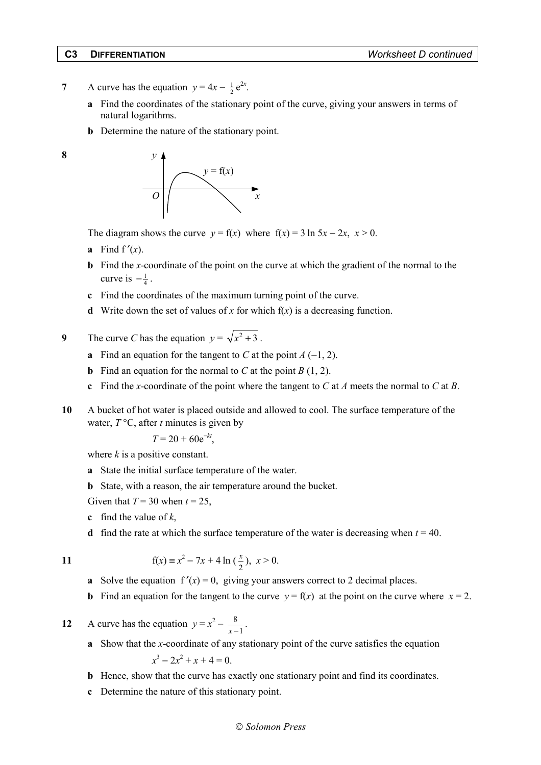**7** A curve has the equation $y = 4x - \frac{1}{2}e^{2x}$.

**a** Find the coordinates of the stationary point of the curve, giving your answers in terms of natural logarithms.

**b** Determine the nature of the stationary point.

**8**

y

$y = f(x)$

O

x

The diagram shows the curve $y = f(x)$ where $f(x) = 3 \ln 5x - 2x$, $x > 0$.

**a** Find $f'(x)$.

**b** Find the $x$-coordinate of the point on the curve at which the gradient of the normal to the curve is $-\frac{1}{4}$.

**c** Find the coordinates of the maximum turning point of the curve.

**d** Write down the set of values of $x$ for which $f(x)$ is a decreasing function.

**9** The curve $C$ has the equation $y = \sqrt{x^2 + 3}$.

**a** Find an equation for the tangent to $C$ at the point $A$ $(-1, 2)$.

**b** Find an equation for the normal to $C$ at the point $B$ $(1, 2)$.

**c** Find the $x$-coordinate of the point where the tangent to $C$ at $A$ meets the normal to $C$ at $B$.

**10** A bucket of hot water is placed outside and allowed to cool. The surface temperature of the water, $T$ °C, after $t$ minutes is given by

$$T = 20 + 60e^{-kt},$$

where $k$ is a positive constant.

**a** State the initial surface temperature of the water.

**b** State, with a reason, the air temperature around the bucket.

Given that $T = 30$ when $t = 25$,

**c** find the value of $k$,

**d** find the rate at which the surface temperature of the water is decreasing when $t = 40$.

**11**
$$f(x) \equiv x^2 - 7x + 4 \ln\left(\frac{x}{2}\right), \ x > 0.$$

**a** Solve the equation $f'(x) = 0$, giving your answers correct to 2 decimal places.

**b** Find an equation for the tangent to the curve $y = f(x)$ at the point on the curve where $x = 2$.

**12** A curve has the equation $y = x^2 - \frac{8}{x-1}$.

**a** Show that the $x$-coordinate of any stationary point of the curve satisfies the equation

$$x^3 - 2x^2 + x + 4 = 0.$$

**b** Hence, show that the curve has exactly one stationary point and find its coordinates.

**c** Determine the nature of this stationary point.